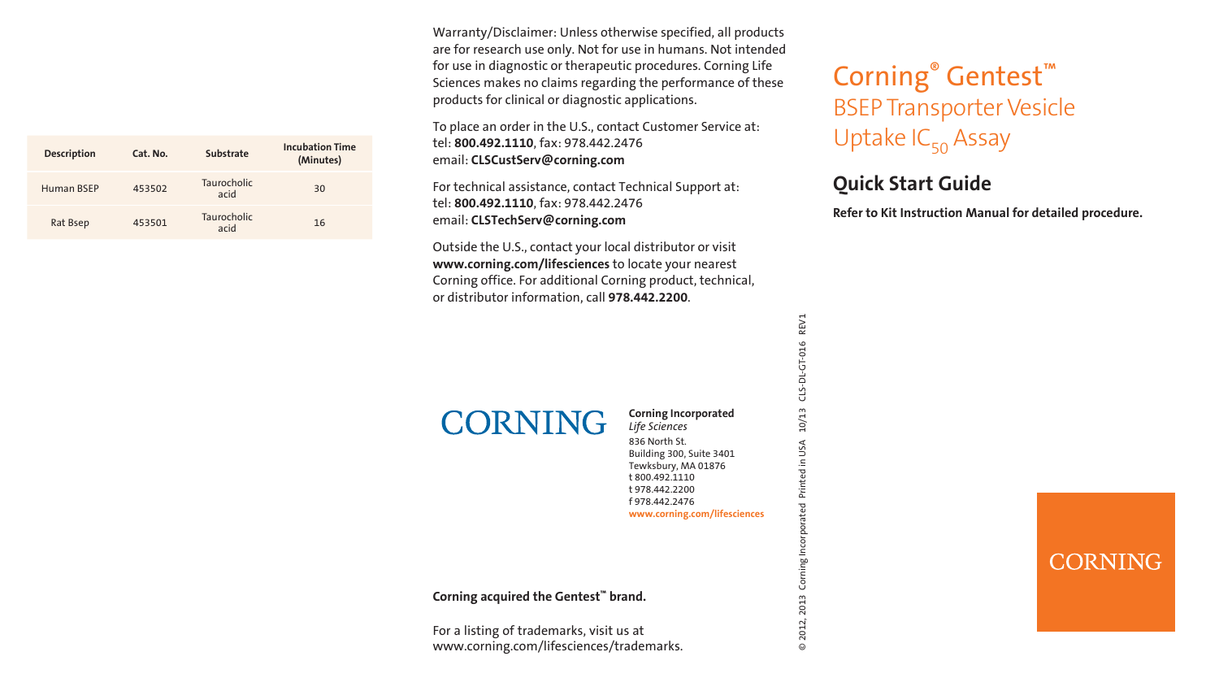# Corning® Gentest™

## BSEP Transporter Vesicle Uptake $IC_{50}$ Assay

## Quick Start Guide

**Refer to Kit Instruction Manual for detailed procedure.**

| Description | Cat. No. | Substrate | Incubation Time (Minutes) |
| --- | --- | --- | --- |
| Human BSEP | 453502 | Taurocholic acid | 30 |
| Rat Bsep | 453501 | Taurocholic acid | 16 |

Warranty/Disclaimer: Unless otherwise specified, all products are for research use only. Not for use in humans. Not intended for use in diagnostic or therapeutic procedures. Corning Life Sciences makes no claims regarding the performance of these products for clinical or diagnostic applications.

To place an order in the U.S., contact Customer Service at:
tel: **800.492.1110**, fax: 978.442.2476
email: **CLSCustServ@corning.com**

For technical assistance, contact Technical Support at:
tel: **800.492.1110**, fax: 978.442.2476
email: **CLSTechServ@corning.com**

Outside the U.S., contact your local distributor or visit **www.corning.com/lifesciences** to locate your nearest Corning office. For additional Corning product, technical, or distributor information, call **978.442.2200**.

CORNING

**Corning Incorporated**
*Life Sciences*
836 North St.
Building 300, Suite 3401
Tewksbury, MA 01876
t 800.492.1110
t 978.442.2200
f 978.442.2476
**www.corning.com/lifesciences**

**Corning acquired the Gentest™ brand.**

For a listing of trademarks, visit us at www.corning.com/lifesciences/trademarks.

© 2012, 2013 Corning Incorporated Printed in USA 10/13 CLS-DL-GT-016 REV1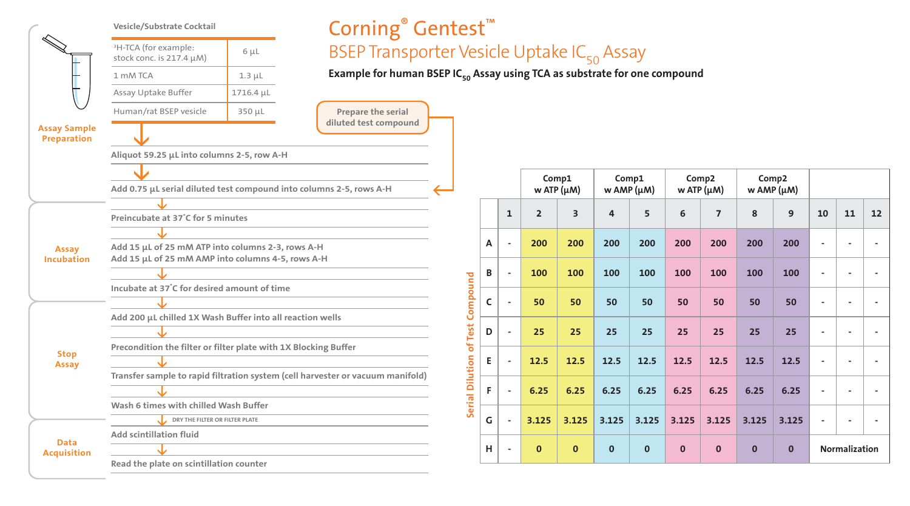# Corning® Gentest™

## BSEP Transporter Vesicle Uptake $IC_{50}$ Assay

**Example for human BSEP $IC_{50}$ Assay using TCA as substrate for one compound**

### Assay Sample Preparation

**Vesicle/Substrate Cocktail**

| | |
|---|---|
| $^3$H-TCA (for example: stock conc. is 217.4 μM) | 6 μL |
| 1 mM TCA | 1.3 μL |
| Assay Uptake Buffer | 1716.4 μL |
| Human/rat BSEP vesicle | 350 μL |

Prepare the serial diluted test compound

- Aliquot 59.25 μL into columns 2-5, row A-H
- Add 0.75 μL serial diluted test compound into columns 2-5, rows A-H

### Assay Incubation

- Preincubate at 37°C for 5 minutes
- Add 15 μL of 25 mM ATP into columns 2-3, rows A-H
  Add 15 μL of 25 mM AMP into columns 4-5, rows A-H
- Incubate at 37°C for desired amount of time

### Stop Assay

- Add 200 μL chilled 1X Wash Buffer into all reaction wells
- Precondition the filter or filter plate with 1X Blocking Buffer
- Transfer sample to rapid filtration system (cell harvester or vacuum manifold)
- Wash 6 times with chilled Wash Buffer

DRY THE FILTER OR FILTER PLATE

### Data Acquisition

- Add scintillation fluid
- Read the plate on scintillation counter

**Serial Dilution of Test Compound**

| | | Comp1 w ATP (μM) | | Comp1 w AMP (μM) | | Comp2 w ATP (μM) | | Comp2 w AMP (μM) | | | | |
|---|---|---|---|---|---|---|---|---|---|---|---|---|
| | 1 | 2 | 3 | 4 | 5 | 6 | 7 | 8 | 9 | 10 | 11 | 12 |
| A | - | 200 | 200 | 200 | 200 | 200 | 200 | 200 | 200 | - | - | - |
| B | - | 100 | 100 | 100 | 100 | 100 | 100 | 100 | 100 | - | - | - |
| C | - | 50 | 50 | 50 | 50 | 50 | 50 | 50 | 50 | - | - | - |
| D | - | 25 | 25 | 25 | 25 | 25 | 25 | 25 | 25 | - | - | - |
| E | - | 12.5 | 12.5 | 12.5 | 12.5 | 12.5 | 12.5 | 12.5 | 12.5 | - | - | - |
| F | - | 6.25 | 6.25 | 6.25 | 6.25 | 6.25 | 6.25 | 6.25 | 6.25 | - | - | - |
| G | - | 3.125 | 3.125 | 3.125 | 3.125 | 3.125 | 3.125 | 3.125 | 3.125 | - | - | - |
| H | - | 0 | 0 | 0 | 0 | 0 | 0 | 0 | 0 | Normalization | | |